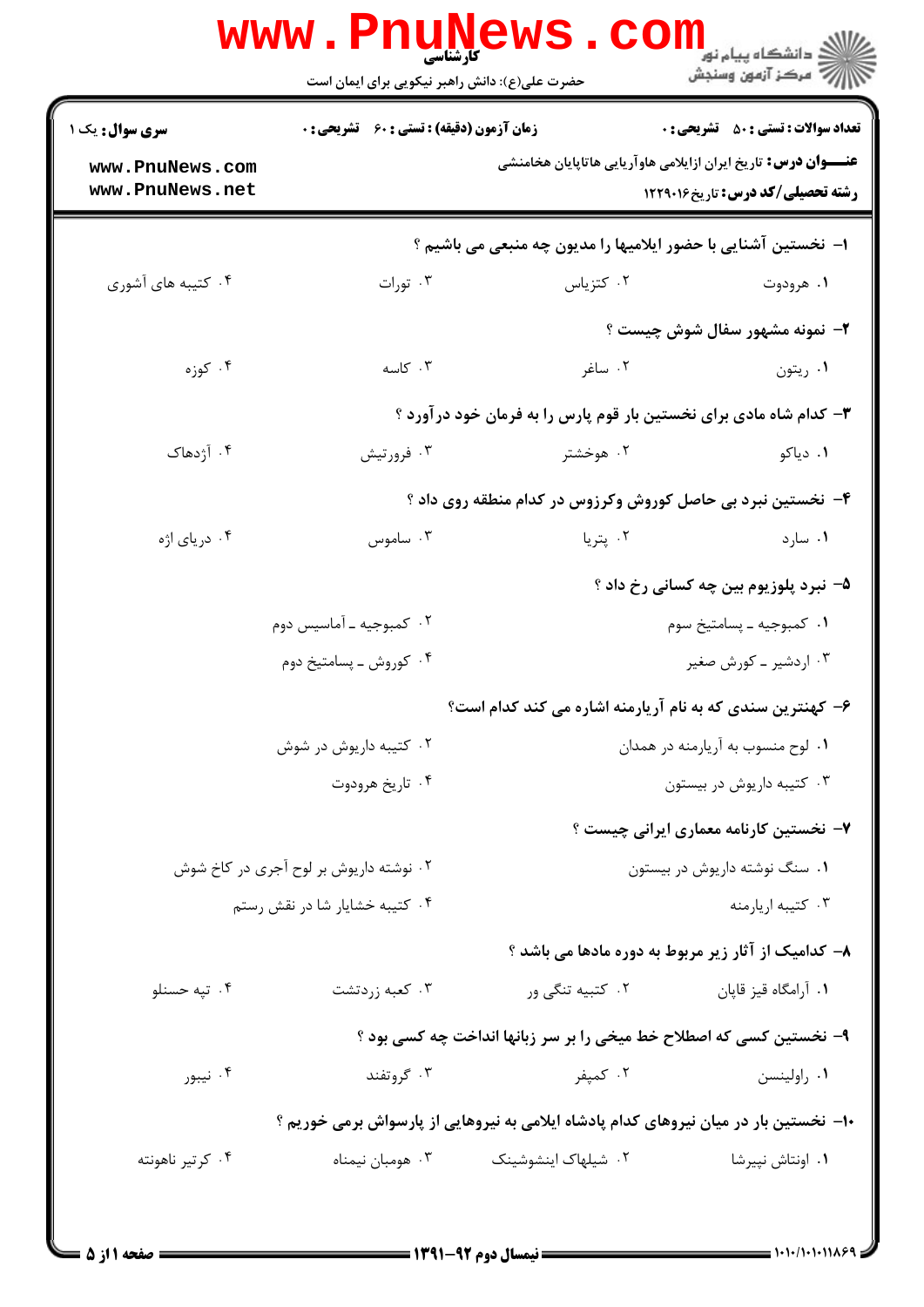کارشناسی

حضرت علی(ع): دانش راهبر نیکویی برای ایمان است

دانشگاه پیام نور
مرکز آزمون وسنجش

**سری سوال:** یک ۱

**زمان آزمون (دقیقه) : تستی : ۶۰ تشریحی : ۰**

**تعداد سوالات : تستی : ۵۰ تشریحی : ۰**

**عنـــوان درس:** تاریخ ایران ازایلامی هاوآریایی هاتاپایان هخامنشی

**رشته تحصیلی/کد درس:** تاریخ ۱۲۲۹۰۱۶

**۱- نخستین آشنایی با حضور ایلامیها را مدیون چه منبعی می باشیم ؟**

۱. هرودوت ۲. کتزیاس ۳. تورات ۴. کتیبه های آشوری

**۲- نمونه مشهور سفال شوش چیست ؟**

۱. ریتون ۲. ساغر ۳. کاسه ۴. کوزه

**۳- کدام شاه مادی برای نخستین بار قوم پارس را به فرمان خود درآورد ؟**

۱. دیاکو ۲. هوخشتر ۳. فرورتیش ۴. آژدهاک

**۴- نخستین نبرد بی حاصل کوروش وکرزوس در کدام منطقه روی داد ؟**

۱. سارد ۲. پتریا ۳. ساموس ۴. دریای اژه

**۵- نبرد پلوزیوم بین چه کسانی رخ داد ؟**

۱. کمبوجیه ـ پسامتیخ سوم
۲. کمبوجیه ـ آماسیس دوم
۳. اردشیر ـ کورش صغیر
۴. کوروش ـ پسامتیخ دوم

**۶- کهنترین سندی که به نام آریارمنه اشاره می کند کدام است؟**

۱. لوح منسوب به آریارمنه در همدان
۲. کتیبه داریوش در شوش
۳. کتیبه داریوش در بیستون
۴. تاریخ هرودوت

**۷- نخستین کارنامه معماری ایرانی چیست ؟**

۱. سنگ نوشته داریوش در بیستون
۲. نوشته داریوش بر لوح آجری در کاخ شوش
۳. کتیبه اریارمنه
۴. کتیبه خشایار شا در نقش رستم

**۸- کدامیک از آثار زیر مربوط به دوره مادها می باشد ؟**

۱. آرامگاه قیز قاپان ۲. کتیبه تنگی ور ۳. کعبه زردتشت ۴. تپه حسنلو

**۹- نخستین کسی که اصطلاح خط میخی را بر سر زبانها انداخت چه کسی بود ؟**

۱. راولینسن ۲. کمپفر ۳. گروتفند ۴. نیبور

**۱۰- نخستین بار در میان نیروهای کدام پادشاه ایلامی به نیروهایی از پارسواش برمی خوریم ؟**

۱. اونتاش نپیرشا ۲. شیلهاک اینشوشینک ۳. هومبان نیمناه ۴. کرتیر ناهونته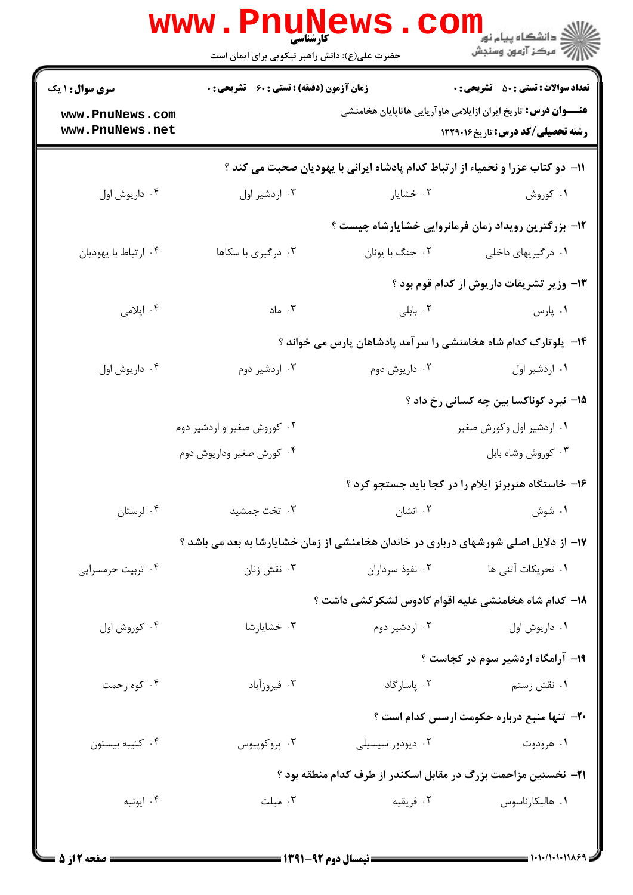**سری سوال:** ۱ یک

**زمان آزمون (دقیقه) : تستی : ۶۰ تشریحی : ۰**

**تعداد سوالات : تستی : ۵۰ تشریحی : ۰**

**عنـــوان درس:** تاریخ ایران ازایلامی هاوآریایی هاتاپایان هخامنشی

**رشته تحصیلی/کد درس:** تاریخ ۱۲۲۹۰۱۶

۱۱- دو کتاب عزرا و نحمیاء از ارتباط کدام پادشاه ایرانی با یهودیان صحبت می کند ؟

۱. کوروش ۲. خشایار ۳. اردشیر اول ۴. داریوش اول

۱۲- بزرگترین رویداد زمان فرمانروایی خشایارشاه چیست ؟

۱. درگیریهای داخلی ۲. جنگ با یونان ۳. درگیری با سکاها ۴. ارتباط با یهودیان

۱۳- وزیر تشریفات داریوش از کدام قوم بود ؟

۱. پارس ۲. بابلی ۳. ماد ۴. ایلامی

۱۴- پلوتارک کدام شاه هخامنشی را سرآمد پادشاهان پارس می خواند ؟

۱. اردشیر اول ۲. داریوش دوم ۳. اردشیر دوم ۴. داریوش اول

۱۵- نبرد کوناکسا بین چه کسانی رخ داد ؟

۱. اردشیر اول وکورش صغیر ۲. کوروش صغیر و اردشیر دوم ۳. کوروش وشاه بابل ۴. کورش صغیر وداریوش دوم

۱۶- خاستگاه هنربرنز ایلام را در کجا باید جستجو کرد ؟

۱. شوش ۲. انشان ۳. تخت جمشید ۴. لرستان

۱۷- از دلایل اصلی شورشهای درباری در خاندان هخامنشی از زمان خشایارشا به بعد می باشد ؟

۱. تحریکات آتنی ها ۲. نفوذ سرداران ۳. نقش زنان ۴. تربیت حرمسرایی

۱۸- کدام شاه هخامنشی علیه اقوام کادوس لشکرکشی داشت ؟

۱. داریوش اول ۲. اردشیر دوم ۳. خشایارشا ۴. کوروش اول

۱۹- آرامگاه اردشیر سوم در کجاست ؟

۱. نقش رستم ۲. پاسارگاد ۳. فیروزآباد ۴. کوه رحمت

۲۰- تنها منبع درباره حکومت ارسس کدام است ؟

۱. هرودوت ۲. دیودور سیسیلی ۳. پروکوپیوس ۴. کتیبه بیستون

۲۱- نخستین مزاحمت بزرگ در مقابل اسکندر از طرف کدام منطقه بود ؟

۱. هالیکارناسوس ۲. فریقیه ۳. میلت ۴. ایونیه

نیمسال دوم ۹۲-۱۳۹۱

۱۰۱۰/۱۰۱۰۱۱۸۶۹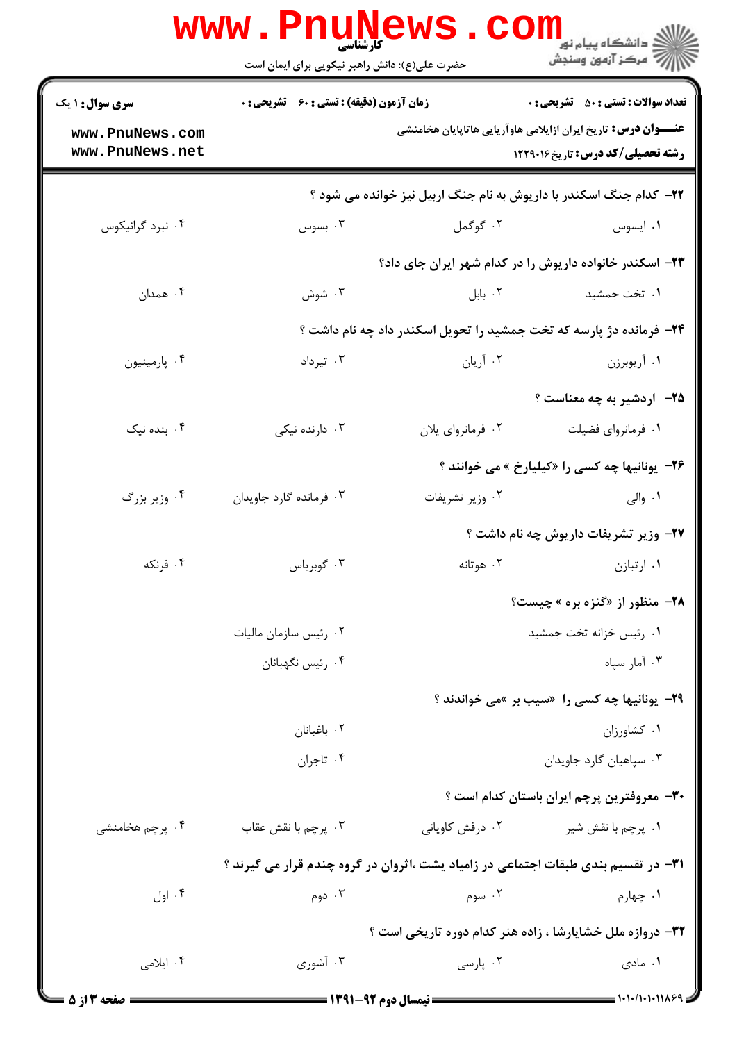**تعداد سوالات : تستی : ۵۰ تشریحی : ۰** | **زمان آزمون (دقیقه) : تستی : ۶۰ تشریحی : ۰** | **سری سوال : ۱ یک**

**عنـــوان درس:** تاریخ ایران ازایلامی هاوآریایی هاتاپایان هخامنشی

**رشته تحصیلی/کد درس:** تاریخ ۱۲۲۹۰۱۶

۲۲- کدام جنگ اسکندر با داریوش به نام جنگ اربیل نیز خوانده می شود ؟

۱. ایسوس ۲. گوگمل ۳. بسوس ۴. نبرد گرانیکوس

۲۳- اسکندر خانواده داریوش را در کدام شهر ایران جای داد؟

۱. تخت جمشید ۲. بابل ۳. شوش ۴. همدان

۲۴- فرمانده دژ پارسه که تخت جمشید را تحویل اسکندر داد چه نام داشت ؟

۱. آریوبرزن ۲. آریان ۳. تیرداد ۴. پارمینیون

۲۵- اردشیر به چه معناست ؟

۱. فرمانروای فضیلت ۲. فرمانروای یلان ۳. دارنده نیکی ۴. بنده نیک

۲۶- یونانیها چه کسی را «کیلیارخ » می خوانند ؟

۱. والی ۲. وزیر تشریفات ۳. فرمانده گارد جاویدان ۴. وزیر بزرگ

۲۷- وزیر تشریفات داریوش چه نام داشت ؟

۱. ارتبازن ۲. هوتانه ۳. گوبریاس ۴. فرنکه

۲۸- منظور از «گنزه بره » چیست؟

۱. رئیس خزانه تخت جمشید ۲. رئیس سازمان مالیات ۳. آمار سپاه ۴. رئیس نگهبانان

۲۹- یونانیها چه کسی را «سیب بر »می خواندند ؟

۱. کشاورزان ۲. باغبانان ۳. سپاهیان گارد جاویدان ۴. تاجران

۳۰- معروفترین پرچم ایران باستان کدام است ؟

۱. پرچم با نقش شیر ۲. درفش کاویانی ۳. پرچم با نقش عقاب ۴. پرچم هخامنشی

۳۱- در تقسیم بندی طبقات اجتماعی در زامیاد یشت ،اثروان در گروه چندم قرار می گیرند ؟

۱. چهارم ۲. سوم ۳. دوم ۴. اول

۳۲- دروازه ملل خشایارشا ، زاده هنر کدام دوره تاریخی است ؟

۱. مادی ۲. پارسی ۳. آشوری ۴. ایلامی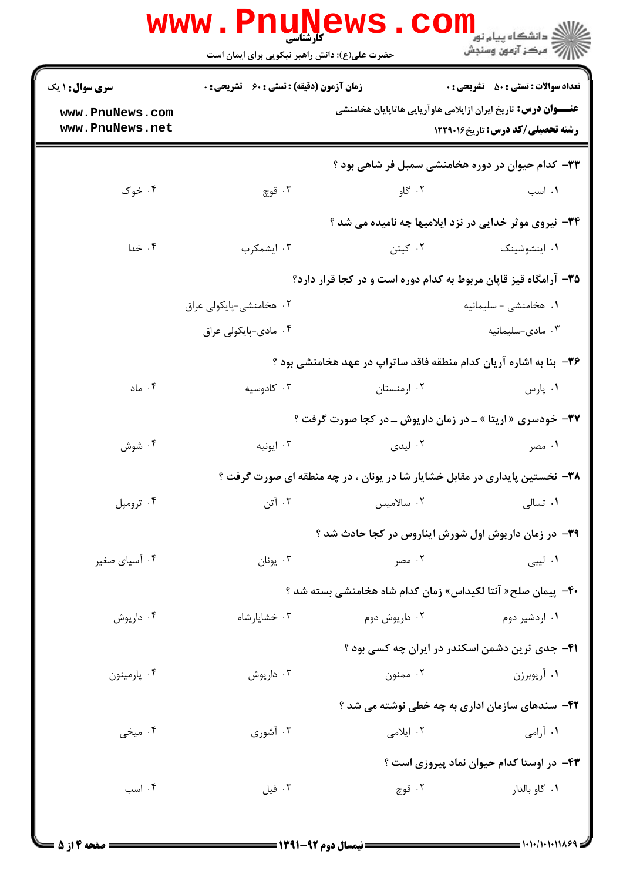کارشناسی

حضرت علی(ع): دانش راهبر نیکویی برای ایمان است

**سری سوال:** ۱ یک | **زمان آزمون (دقیقه) : تستی :** ۶۰ **تشریحی :** ۰ | **تعداد سوالات : تستی :** ۵۰ **تشریحی :** ۰

**عنـــوان درس:** تاریخ ایران ازایلامی هاوآریایی هاتاپایان خامنشی

**رشته تحصیلی/کد درس:** تاریخ ۱۲۲۹۰۱۶

۳۳- کدام حیوان در دوره هخامنشی سمبل فر شاهی بود ؟

۱. اسب ۲. گاو ۳. قوچ ۴. خوک

۳۴- نیروی موثر خدایی در نزد ایلامیها چه نامیده می شد ؟

۱. اینشوشینک ۲. کیتن ۳. ایشمکرب ۴. خدا

۳۵- آرامگاه قیز قاپان مربوط به کدام دوره است و در کجا قرار دارد؟

۱. هخامنشی - سلیمانیه ۲. هخامنشی-پایکولی عراق ۳. مادی-سلیمانیه ۴. مادی-پایکولی عراق

۳۶- بنا به اشاره آریان کدام منطقه فاقد ساتراپ در عهد هخامنشی بود ؟

۱. پارس ۲. ارمنستان ۳. کادوسیه ۴. ماد

۳۷- خودسری « اریتا » ــ در زمان داریوش ــ در کجا صورت گرفت ؟

۱. مصر ۲. لیدی ۳. ایونیه ۴. شوش

۳۸- نخستین پایداری در مقابل خشایار شا در یونان ، در چه منطقه ای صورت گرفت ؟

۱. تسالی ۲. سالامیس ۳. آتن ۴. ترومپل

۳۹- در زمان داریوش اول شورش ایناروس در کجا حادث شد ؟

۱. لیبی ۲. مصر ۳. یونان ۴. آسیای صغیر

۴۰- پیمان صلح« آنتا لکیداس» زمان کدام شاه هخامنشی بسته شد ؟

۱. اردشیر دوم ۲. داریوش دوم ۳. خشایارشاه ۴. داریوش

۴۱- جدی ترین دشمن اسکندر در ایران چه کسی بود ؟

۱. آریوبرزن ۲. ممنون ۳. داریوش ۴. پارمینون

۴۲- سندهای سازمان اداری به چه خطی نوشته می شد ؟

۱. آرامی ۲. ایلامی ۳. آشوری ۴. میخی

۴۳- در اوستا کدام حیوان نماد پیروزی است ؟

۱. گاو بالدار ۲. قوچ ۳. فیل ۴. اسب

نیمسال دوم ۹۲-۱۳۹۱

۱۰۱۰/۱۰۱۰۱۱۸۶۹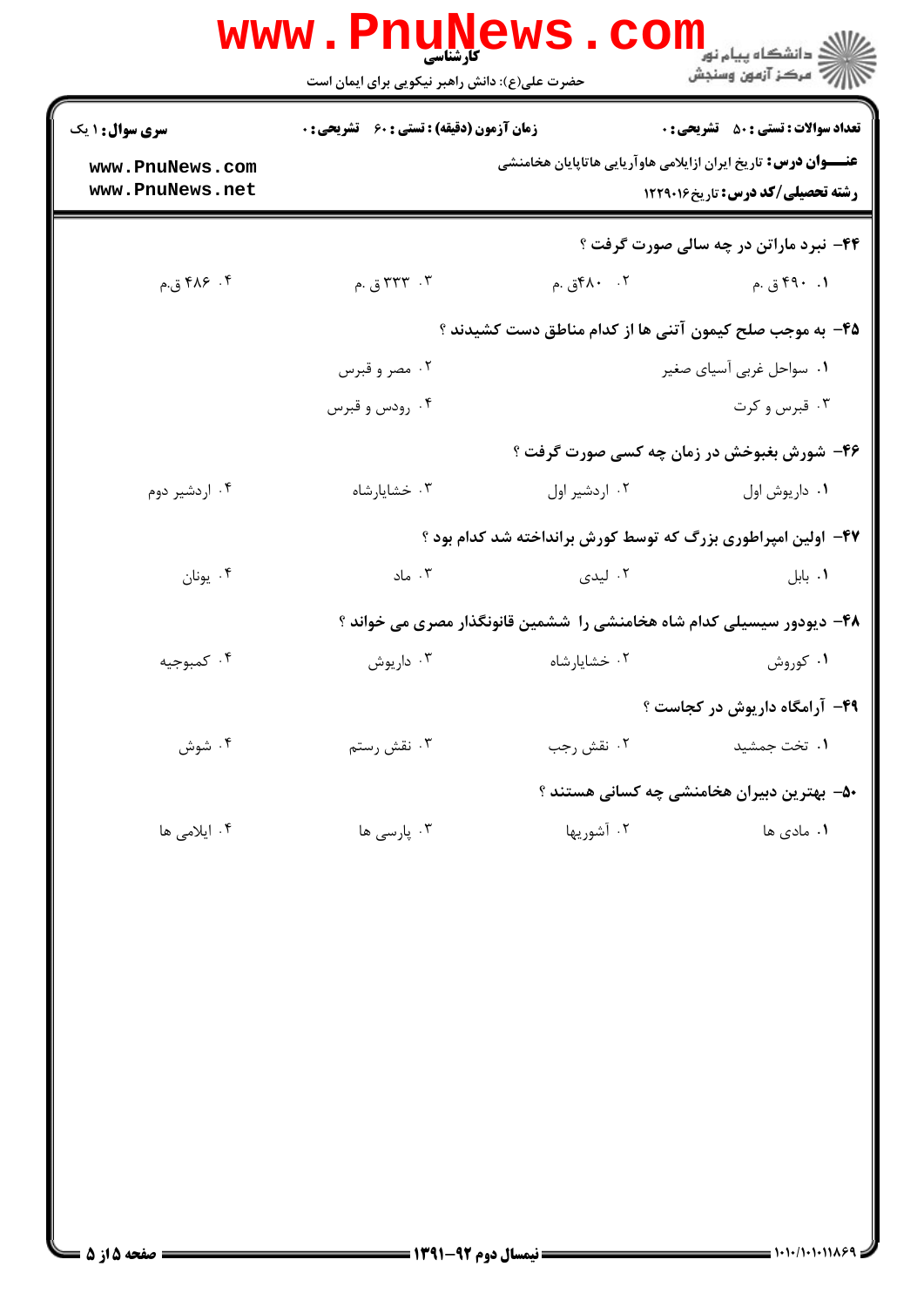**سری سوال:** ۱ یک

**زمان آزمون (دقیقه) : تستی :** ۶۰ **تشریحی :** ۰

**تعداد سوالات : تستی :** ۵۰ **تشریحی :** ۰

**عنـــوان درس:** تاریخ ایران ازایلامی هاوآریایی هاتاپایان هخامنشی

**رشته تحصیلی/کد درس:** تاریخ۱۲۲۹۰۱۶

۴۴- نبرد ماراتن در چه سالی صورت گرفت ؟

۱. ۴۹۰ ق .م
۲. ۴۸۰ق .م
۳. ۳۳۳ ق .م
۴. ۴۸۶ ق.م

۴۵- به موجب صلح کیمون آتنی ها از کدام مناطق دست کشیدند ؟

۱. سواحل غربی آسیای صغیر
۲. مصر و قبرس
۳. قبرس و کرت
۴. رودس و قبرس

۴۶- شورش بغبوخش در زمان چه کسی صورت گرفت ؟

۱. داریوش اول
۲. اردشیر اول
۳. خشایارشاه
۴. اردشیر دوم

۴۷- اولین امپراطوری بزرگ که توسط کورش برانداخته شد کدام بود ؟

۱. بابل
۲. لیدی
۳. ماد
۴. یونان

۴۸- دیودور سیسیلی کدام شاه هخامنشی را ششمین قانونگذار مصری می خواند ؟

۱. کوروش
۲. خشایارشاه
۳. داریوش
۴. کمبوجیه

۴۹- آرامگاه داریوش در کجاست ؟

۱. تخت جمشید
۲. نقش رجب
۳. نقش رستم
۴. شوش

۵۰- بهترین دبیران هخامنشی چه کسانی هستند ؟

۱. مادی ها
۲. آشوریها
۳. پارسی ها
۴. ایلامی ها